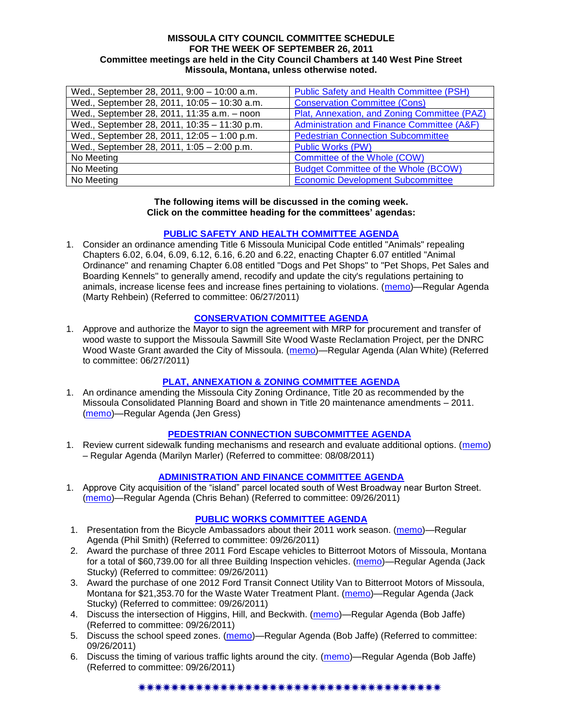**MISSOULA CITY COUNCIL COMMITTEE SCHEDULE**
**FOR THE WEEK OF SEPTEMBER 26, 2011**
**Committee meetings are held in the City Council Chambers at 140 West Pine Street**
**Missoula, Montana, unless otherwise noted.**

| | |
|---|---|
| Wed., September 28, 2011, 9:00 – 10:00 a.m. | Public Safety and Health Committee (PSH) |
| Wed., September 28, 2011, 10:05 – 10:30 a.m. | Conservation Committee (Cons) |
| Wed., September 28, 2011, 11:35 a.m. – noon | Plat, Annexation, and Zoning Committee (PAZ) |
| Wed., September 28, 2011, 10:35 – 11:30 p.m. | Administration and Finance Committee (A&F) |
| Wed., September 28, 2011, 12:05 – 1:00 p.m. | Pedestrian Connection Subcommittee |
| Wed., September 28, 2011, 1:05 – 2:00 p.m. | Public Works (PW) |
| No Meeting | Committee of the Whole (COW) |
| No Meeting | Budget Committee of the Whole (BCOW) |
| No Meeting | Economic Development Subcommittee |

**The following items will be discussed in the coming week.**
**Click on the committee heading for the committees' agendas:**

## PUBLIC SAFETY AND HEALTH COMMITTEE AGENDA

1. Consider an ordinance amending Title 6 Missoula Municipal Code entitled "Animals" repealing Chapters 6.02, 6.04, 6.09, 6.12, 6.16, 6.20 and 6.22, enacting Chapter 6.07 entitled "Animal Ordinance" and renaming Chapter 6.08 entitled "Dogs and Pet Shops" to "Pet Shops, Pet Sales and Boarding Kennels" to generally amend, recodify and update the city's regulations pertaining to animals, increase license fees and increase fines pertaining to violations. (memo)—Regular Agenda (Marty Rehbein) (Referred to committee: 06/27/2011)

## CONSERVATION COMMITTEE AGENDA

1. Approve and authorize the Mayor to sign the agreement with MRP for procurement and transfer of wood waste to support the Missoula Sawmill Site Wood Waste Reclamation Project, per the DNRC Wood Waste Grant awarded the City of Missoula. (memo)—Regular Agenda (Alan White) (Referred to committee: 06/27/2011)

## PLAT, ANNEXATION & ZONING COMMITTEE AGENDA

1. An ordinance amending the Missoula City Zoning Ordinance, Title 20 as recommended by the Missoula Consolidated Planning Board and shown in Title 20 maintenance amendments – 2011. (memo)—Regular Agenda (Jen Gress)

## PEDESTRIAN CONNECTION SUBCOMMITTEE AGENDA

1. Review current sidewalk funding mechanisms and research and evaluate additional options. (memo) – Regular Agenda (Marilyn Marler) (Referred to committee: 08/08/2011)

## ADMINISTRATION AND FINANCE COMMITTEE AGENDA

1. Approve City acquisition of the "island" parcel located south of West Broadway near Burton Street. (memo)—Regular Agenda (Chris Behan) (Referred to committee: 09/26/2011)

## PUBLIC WORKS COMMITTEE AGENDA

1. Presentation from the Bicycle Ambassadors about their 2011 work season. (memo)—Regular Agenda (Phil Smith) (Referred to committee: 09/26/2011)
2. Award the purchase of three 2011 Ford Escape vehicles to Bitterroot Motors of Missoula, Montana for a total of $60,739.00 for all three Building Inspection vehicles. (memo)—Regular Agenda (Jack Stucky) (Referred to committee: 09/26/2011)
3. Award the purchase of one 2012 Ford Transit Connect Utility Van to Bitterroot Motors of Missoula, Montana for $21,353.70 for the Waste Water Treatment Plant. (memo)—Regular Agenda (Jack Stucky) (Referred to committee: 09/26/2011)
4. Discuss the intersection of Higgins, Hill, and Beckwith. (memo)—Regular Agenda (Bob Jaffe) (Referred to committee: 09/26/2011)
5. Discuss the school speed zones. (memo)—Regular Agenda (Bob Jaffe) (Referred to committee: 09/26/2011)
6. Discuss the timing of various traffic lights around the city. (memo)—Regular Agenda (Bob Jaffe) (Referred to committee: 09/26/2011)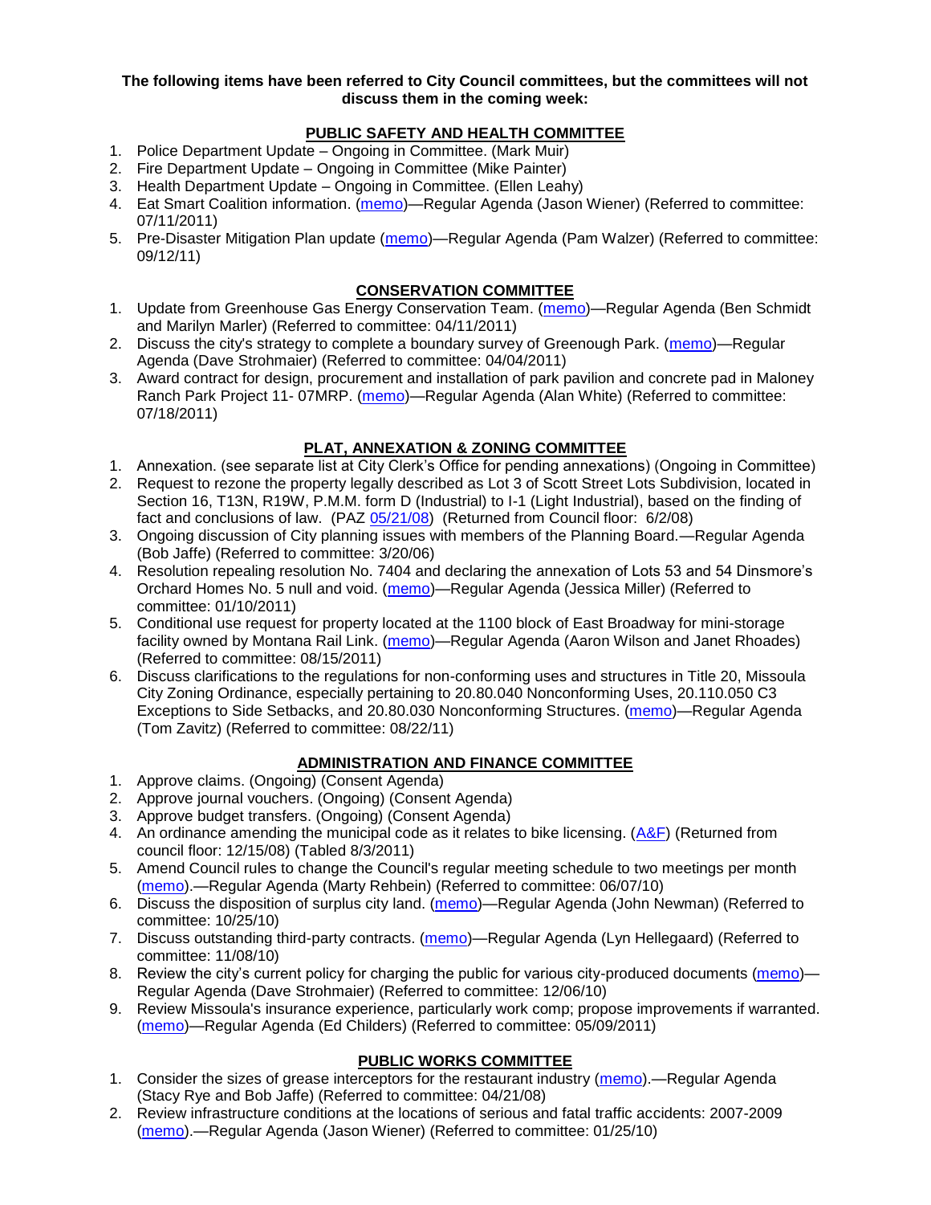**The following items have been referred to City Council committees, but the committees will not discuss them in the coming week:**

## PUBLIC SAFETY AND HEALTH COMMITTEE

1. Police Department Update – Ongoing in Committee. (Mark Muir)
2. Fire Department Update – Ongoing in Committee (Mike Painter)
3. Health Department Update – Ongoing in Committee. (Ellen Leahy)
4. Eat Smart Coalition information. (memo)—Regular Agenda (Jason Wiener) (Referred to committee: 07/11/2011)
5. Pre-Disaster Mitigation Plan update (memo)—Regular Agenda (Pam Walzer) (Referred to committee: 09/12/11)

## CONSERVATION COMMITTEE

1. Update from Greenhouse Gas Energy Conservation Team. (memo)—Regular Agenda (Ben Schmidt and Marilyn Marler) (Referred to committee: 04/11/2011)
2. Discuss the city's strategy to complete a boundary survey of Greenough Park. (memo)—Regular Agenda (Dave Strohmaier) (Referred to committee: 04/04/2011)
3. Award contract for design, procurement and installation of park pavilion and concrete pad in Maloney Ranch Park Project 11- 07MRP. (memo)—Regular Agenda (Alan White) (Referred to committee: 07/18/2011)

## PLAT, ANNEXATION & ZONING COMMITTEE

1. Annexation. (see separate list at City Clerk's Office for pending annexations) (Ongoing in Committee)
2. Request to rezone the property legally described as Lot 3 of Scott Street Lots Subdivision, located in Section 16, T13N, R19W, P.M.M. form D (Industrial) to I-1 (Light Industrial), based on the finding of fact and conclusions of law. (PAZ 05/21/08) (Returned from Council floor: 6/2/08)
3. Ongoing discussion of City planning issues with members of the Planning Board.—Regular Agenda (Bob Jaffe) (Referred to committee: 3/20/06)
4. Resolution repealing resolution No. 7404 and declaring the annexation of Lots 53 and 54 Dinsmore's Orchard Homes No. 5 null and void. (memo)—Regular Agenda (Jessica Miller) (Referred to committee: 01/10/2011)
5. Conditional use request for property located at the 1100 block of East Broadway for mini-storage facility owned by Montana Rail Link. (memo)—Regular Agenda (Aaron Wilson and Janet Rhoades) (Referred to committee: 08/15/2011)
6. Discuss clarifications to the regulations for non-conforming uses and structures in Title 20, Missoula City Zoning Ordinance, especially pertaining to 20.80.040 Nonconforming Uses, 20.110.050 C3 Exceptions to Side Setbacks, and 20.80.030 Nonconforming Structures. (memo)—Regular Agenda (Tom Zavitz) (Referred to committee: 08/22/11)

## ADMINISTRATION AND FINANCE COMMITTEE

1. Approve claims. (Ongoing) (Consent Agenda)
2. Approve journal vouchers. (Ongoing) (Consent Agenda)
3. Approve budget transfers. (Ongoing) (Consent Agenda)
4. An ordinance amending the municipal code as it relates to bike licensing. (A&F) (Returned from council floor: 12/15/08) (Tabled 8/3/2011)
5. Amend Council rules to change the Council's regular meeting schedule to two meetings per month (memo).—Regular Agenda (Marty Rehbein) (Referred to committee: 06/07/10)
6. Discuss the disposition of surplus city land. (memo)—Regular Agenda (John Newman) (Referred to committee: 10/25/10)
7. Discuss outstanding third-party contracts. (memo)—Regular Agenda (Lyn Hellegaard) (Referred to committee: 11/08/10)
8. Review the city's current policy for charging the public for various city-produced documents (memo)—Regular Agenda (Dave Strohmaier) (Referred to committee: 12/06/10)
9. Review Missoula's insurance experience, particularly work comp; propose improvements if warranted. (memo)—Regular Agenda (Ed Childers) (Referred to committee: 05/09/2011)

## PUBLIC WORKS COMMITTEE

1. Consider the sizes of grease interceptors for the restaurant industry (memo).—Regular Agenda (Stacy Rye and Bob Jaffe) (Referred to committee: 04/21/08)
2. Review infrastructure conditions at the locations of serious and fatal traffic accidents: 2007-2009 (memo).—Regular Agenda (Jason Wiener) (Referred to committee: 01/25/10)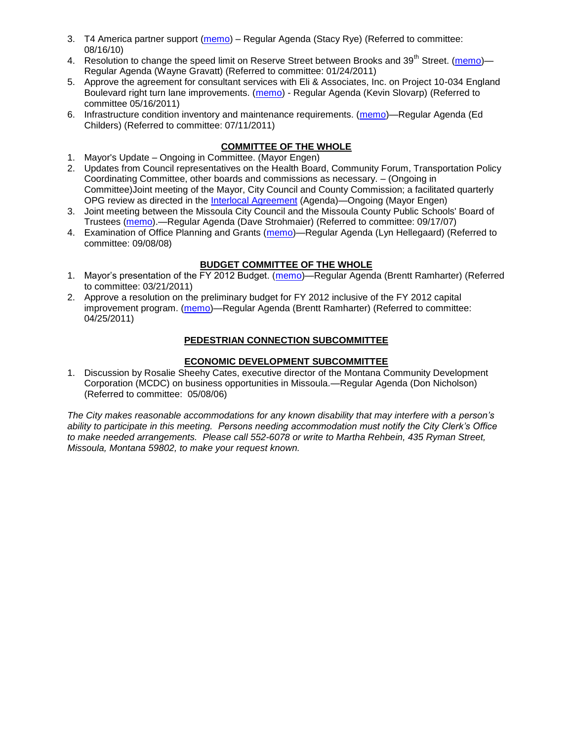3. T4 America partner support (memo) – Regular Agenda (Stacy Rye) (Referred to committee: 08/16/10)
4. Resolution to change the speed limit on Reserve Street between Brooks and 39th Street. (memo)—Regular Agenda (Wayne Gravatt) (Referred to committee: 01/24/2011)
5. Approve the agreement for consultant services with Eli & Associates, Inc. on Project 10-034 England Boulevard right turn lane improvements. (memo) - Regular Agenda (Kevin Slovarp) (Referred to committee 05/16/2011)
6. Infrastructure condition inventory and maintenance requirements. (memo)—Regular Agenda (Ed Childers) (Referred to committee: 07/11/2011)

**COMMITTEE OF THE WHOLE**

1. Mayor's Update – Ongoing in Committee. (Mayor Engen)
2. Updates from Council representatives on the Health Board, Community Forum, Transportation Policy Coordinating Committee, other boards and commissions as necessary. – (Ongoing in Committee)Joint meeting of the Mayor, City Council and County Commission; a facilitated quarterly OPG review as directed in the Interlocal Agreement (Agenda)—Ongoing (Mayor Engen)
3. Joint meeting between the Missoula City Council and the Missoula County Public Schools' Board of Trustees (memo).—Regular Agenda (Dave Strohmaier) (Referred to committee: 09/17/07)
4. Examination of Office Planning and Grants (memo)—Regular Agenda (Lyn Hellegaard) (Referred to committee: 09/08/08)

**BUDGET COMMITTEE OF THE WHOLE**

1. Mayor's presentation of the FY 2012 Budget. (memo)—Regular Agenda (Brentt Ramharter) (Referred to committee: 03/21/2011)
2. Approve a resolution on the preliminary budget for FY 2012 inclusive of the FY 2012 capital improvement program. (memo)—Regular Agenda (Brentt Ramharter) (Referred to committee: 04/25/2011)

**PEDESTRIAN CONNECTION SUBCOMMITTEE**

**ECONOMIC DEVELOPMENT SUBCOMMITTEE**

1. Discussion by Rosalie Sheehy Cates, executive director of the Montana Community Development Corporation (MCDC) on business opportunities in Missoula.—Regular Agenda (Don Nicholson) (Referred to committee: 05/08/06)

*The City makes reasonable accommodations for any known disability that may interfere with a person's ability to participate in this meeting. Persons needing accommodation must notify the City Clerk's Office to make needed arrangements. Please call 552-6078 or write to Martha Rehbein, 435 Ryman Street, Missoula, Montana 59802, to make your request known.*